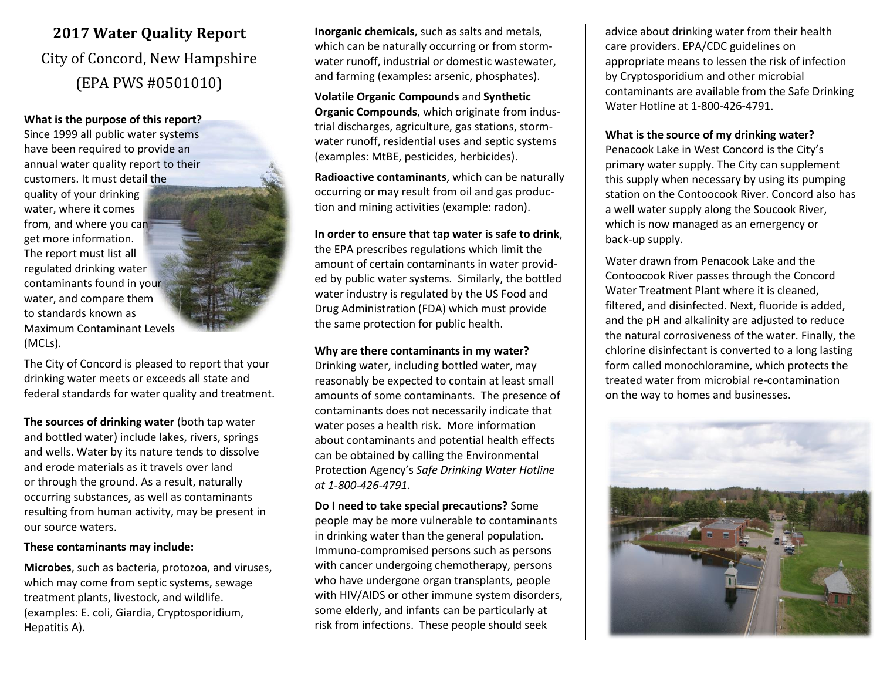# 2017 Water Quality Report

## City of Concord, New Hampshire

## (EPA PWS #0501010)

**What is the purpose of this report?** Since 1999 all public water systems have been required to provide an annual water quality report to their customers. It must detail the quality of your drinking water, where it comes from, and where you can get more information. The report must list all regulated drinking water contaminants found in your water, and compare them to standards known as Maximum Contaminant Levels (MCLs).

The City of Concord is pleased to report that your drinking water meets or exceeds all state and federal standards for water quality and treatment.

**The sources of drinking water** (both tap water and bottled water) include lakes, rivers, springs and wells. Water by its nature tends to dissolve and erode materials as it travels over land or through the ground. As a result, naturally occurring substances, as well as contaminants resulting from human activity, may be present in our source waters.

**These contaminants may include:**

**Microbes**, such as bacteria, protozoa, and viruses, which may come from septic systems, sewage treatment plants, livestock, and wildlife. (examples: E. coli, Giardia, Cryptosporidium, Hepatitis A).

**Inorganic chemicals**, such as salts and metals, which can be naturally occurring or from storm-water runoff, industrial or domestic wastewater, and farming (examples: arsenic, phosphates).

**Volatile Organic Compounds** and **Synthetic Organic Compounds**, which originate from industrial discharges, agriculture, gas stations, storm-water runoff, residential uses and septic systems (examples: MtBE, pesticides, herbicides).

**Radioactive contaminants**, which can be naturally occurring or may result from oil and gas production and mining activities (example: radon).

**In order to ensure that tap water is safe to drink**, the EPA prescribes regulations which limit the amount of certain contaminants in water provided by public water systems. Similarly, the bottled water industry is regulated by the US Food and Drug Administration (FDA) which must provide the same protection for public health.

**Why are there contaminants in my water?** Drinking water, including bottled water, may reasonably be expected to contain at least small amounts of some contaminants. The presence of contaminants does not necessarily indicate that water poses a health risk. More information about contaminants and potential health effects can be obtained by calling the Environmental Protection Agency's *Safe Drinking Water Hotline at 1-800-426-4791.*

**Do I need to take special precautions?** Some people may be more vulnerable to contaminants in drinking water than the general population. Immuno-compromised persons such as persons with cancer undergoing chemotherapy, persons who have undergone organ transplants, people with HIV/AIDS or other immune system disorders, some elderly, and infants can be particularly at risk from infections. These people should seek advice about drinking water from their health care providers. EPA/CDC guidelines on appropriate means to lessen the risk of infection by Cryptosporidium and other microbial contaminants are available from the Safe Drinking Water Hotline at 1-800-426-4791.

**What is the source of my drinking water?** Penacook Lake in West Concord is the City's primary water supply. The City can supplement this supply when necessary by using its pumping station on the Contoocook River. Concord also has a well water supply along the Soucook River, which is now managed as an emergency or back-up supply.

Water drawn from Penacook Lake and the Contoocook River passes through the Concord Water Treatment Plant where it is cleaned, filtered, and disinfected. Next, fluoride is added, and the pH and alkalinity are adjusted to reduce the natural corrosiveness of the water. Finally, the chlorine disinfectant is converted to a long lasting form called monochloramine, which protects the treated water from microbial re-contamination on the way to homes and businesses.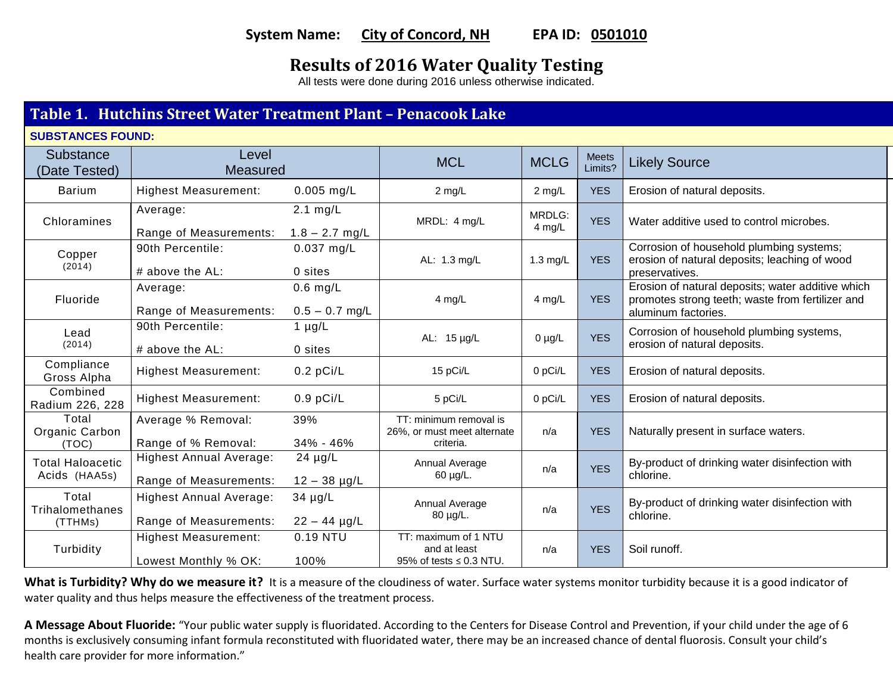**System Name: City of Concord, NH** **EPA ID: 0501010**

# Results of 2016 Water Quality Testing

All tests were done during 2016 unless otherwise indicated.

## Table 1. Hutchins Street Water Treatment Plant – Penacook Lake

**SUBSTANCES FOUND:**

| Substance (Date Tested) | Level Measured | | MCL | MCLG | Meets Limits? | Likely Source |
|---|---|---|---|---|---|---|
| Barium | Highest Measurement: | 0.005 mg/L | 2 mg/L | 2 mg/L | YES | Erosion of natural deposits. |
| Chloramines | Average:<br>Range of Measurements: | 2.1 mg/L<br>1.8 – 2.7 mg/L | MRDL: 4 mg/L | MRDLG: 4 mg/L | YES | Water additive used to control microbes. |
| Copper (2014) | 90th Percentile:<br># above the AL: | 0.037 mg/L<br>0 sites | AL: 1.3 mg/L | 1.3 mg/L | YES | Corrosion of household plumbing systems; erosion of natural deposits; leaching of wood preservatives. |
| Fluoride | Average:<br>Range of Measurements: | 0.6 mg/L<br>0.5 – 0.7 mg/L | 4 mg/L | 4 mg/L | YES | Erosion of natural deposits; water additive which promotes strong teeth; waste from fertilizer and aluminum factories. |
| Lead (2014) | 90th Percentile:<br># above the AL: | 1 µg/L<br>0 sites | AL: 15 µg/L | 0 µg/L | YES | Corrosion of household plumbing systems, erosion of natural deposits. |
| Compliance Gross Alpha | Highest Measurement: | 0.2 pCi/L | 15 pCi/L | 0 pCi/L | YES | Erosion of natural deposits. |
| Combined Radium 226, 228 | Highest Measurement: | 0.9 pCi/L | 5 pCi/L | 0 pCi/L | YES | Erosion of natural deposits. |
| Total Organic Carbon (TOC) | Average % Removal:<br>Range of % Removal: | 39%<br>34% - 46% | TT: minimum removal is 26%, or must meet alternate criteria. | n/a | YES | Naturally present in surface waters. |
| Total Haloacetic Acids (HAA5s) | Highest Annual Average:<br>Range of Measurements: | 24 µg/L<br>12 – 38 µg/L | Annual Average 60 µg/L. | n/a | YES | By-product of drinking water disinfection with chlorine. |
| Total Trihalomethanes (TTHMs) | Highest Annual Average:<br>Range of Measurements: | 34 µg/L<br>22 – 44 µg/L | Annual Average 80 µg/L. | n/a | YES | By-product of drinking water disinfection with chlorine. |
| Turbidity | Highest Measurement:<br>Lowest Monthly % OK: | 0.19 NTU<br>100% | TT: maximum of 1 NTU and at least 95% of tests ≤ 0.3 NTU. | n/a | YES | Soil runoff. |

**What is Turbidity? Why do we measure it?** It is a measure of the cloudiness of water. Surface water systems monitor turbidity because it is a good indicator of water quality and thus helps measure the effectiveness of the treatment process.

**A Message About Fluoride:** "Your public water supply is fluoridated. According to the Centers for Disease Control and Prevention, if your child under the age of 6 months is exclusively consuming infant formula reconstituted with fluoridated water, there may be an increased chance of dental fluorosis. Consult your child's health care provider for more information."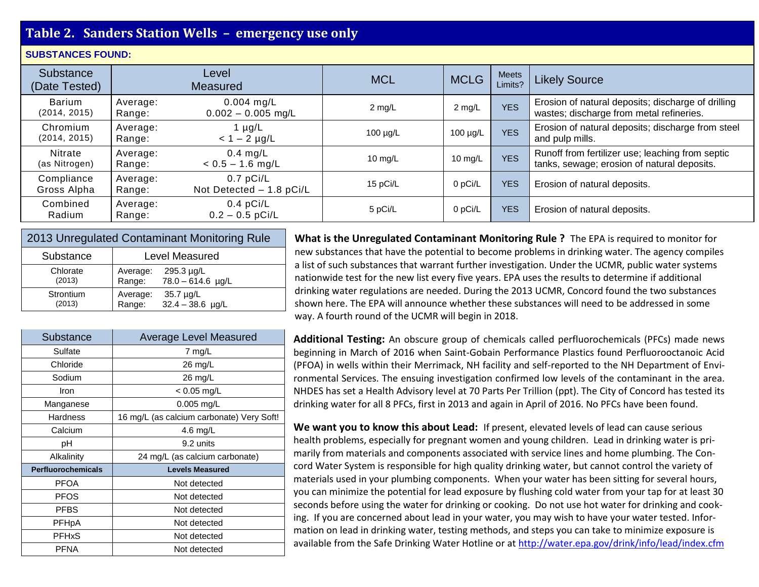## Table 2. Sanders Station Wells – emergency use only

**SUBSTANCES FOUND:**

| Substance (Date Tested) | Level Measured | MCL | MCLG | Meets Limits? | Likely Source |
|---|---|---|---|---|---|
| Barium (2014, 2015) | Average: 0.004 mg/L<br>Range: 0.002 – 0.005 mg/L | 2 mg/L | 2 mg/L | YES | Erosion of natural deposits; discharge of drilling wastes; discharge from metal refineries. |
| Chromium (2014, 2015) | Average: 1 µg/L<br>Range: < 1 – 2 µg/L | 100 µg/L | 100 µg/L | YES | Erosion of natural deposits; discharge from steel and pulp mills. |
| Nitrate (as Nitrogen) | Average: 0.4 mg/L<br>Range: < 0.5 – 1.6 mg/L | 10 mg/L | 10 mg/L | YES | Runoff from fertilizer use; leaching from septic tanks, sewage; erosion of natural deposits. |
| Compliance Gross Alpha | Average: 0.7 pCi/L<br>Range: Not Detected – 1.8 pCi/L | 15 pCi/L | 0 pCi/L | YES | Erosion of natural deposits. |
| Combined Radium | Average: 0.4 pCi/L<br>Range: 0.2 – 0.5 pCi/L | 5 pCi/L | 0 pCi/L | YES | Erosion of natural deposits. |

| 2013 Unregulated Contaminant Monitoring Rule | |
|---|---|
| **Substance** | **Level Measured** |
| Chlorate (2013) | Average: 295.3 µg/L<br>Range: 78.0 – 614.6 µg/L |
| Strontium (2013) | Average: 35.7 µg/L<br>Range: 32.4 – 38.6 µg/L |

| Substance | Average Level Measured |
|---|---|
| Sulfate | 7 mg/L |
| Chloride | 26 mg/L |
| Sodium | 26 mg/L |
| Iron | < 0.05 mg/L |
| Manganese | 0.005 mg/L |
| Hardness | 16 mg/L (as calcium carbonate) Very Soft! |
| Calcium | 4.6 mg/L |
| pH | 9.2 units |
| Alkalinity | 24 mg/L (as calcium carbonate) |
| **Perfluorochemicals** | **Levels Measured** |
| PFOA | Not detected |
| PFOS | Not detected |
| PFBS | Not detected |
| PFHpA | Not detected |
| PFHxS | Not detected |
| PFNA | Not detected |

**What is the Unregulated Contaminant Monitoring Rule ?** The EPA is required to monitor for new substances that have the potential to become problems in drinking water. The agency compiles a list of such substances that warrant further investigation. Under the UCMR, public water systems nationwide test for the new list every five years. EPA uses the results to determine if additional drinking water regulations are needed. During the 2013 UCMR, Concord found the two substances shown here. The EPA will announce whether these substances will need to be addressed in some way. A fourth round of the UCMR will begin in 2018.

**Additional Testing:** An obscure group of chemicals called perfluorochemicals (PFCs) made news beginning in March of 2016 when Saint-Gobain Performance Plastics found Perfluorooctanoic Acid (PFOA) in wells within their Merrimack, NH facility and self-reported to the NH Department of Environmental Services. The ensuing investigation confirmed low levels of the contaminant in the area. NHDES has set a Health Advisory level at 70 Parts Per Trillion (ppt). The City of Concord has tested its drinking water for all 8 PFCs, first in 2013 and again in April of 2016. No PFCs have been found.

**We want you to know this about Lead:** If present, elevated levels of lead can cause serious health problems, especially for pregnant women and young children. Lead in drinking water is primarily from materials and components associated with service lines and home plumbing. The Concord Water System is responsible for high quality drinking water, but cannot control the variety of materials used in your plumbing components. When your water has been sitting for several hours, you can minimize the potential for lead exposure by flushing cold water from your tap for at least 30 seconds before using the water for drinking or cooking. Do not use hot water for drinking and cooking. If you are concerned about lead in your water, you may wish to have your water tested. Information on lead in drinking water, testing methods, and steps you can take to minimize exposure is available from the Safe Drinking Water Hotline or at http://water.epa.gov/drink/info/lead/index.cfm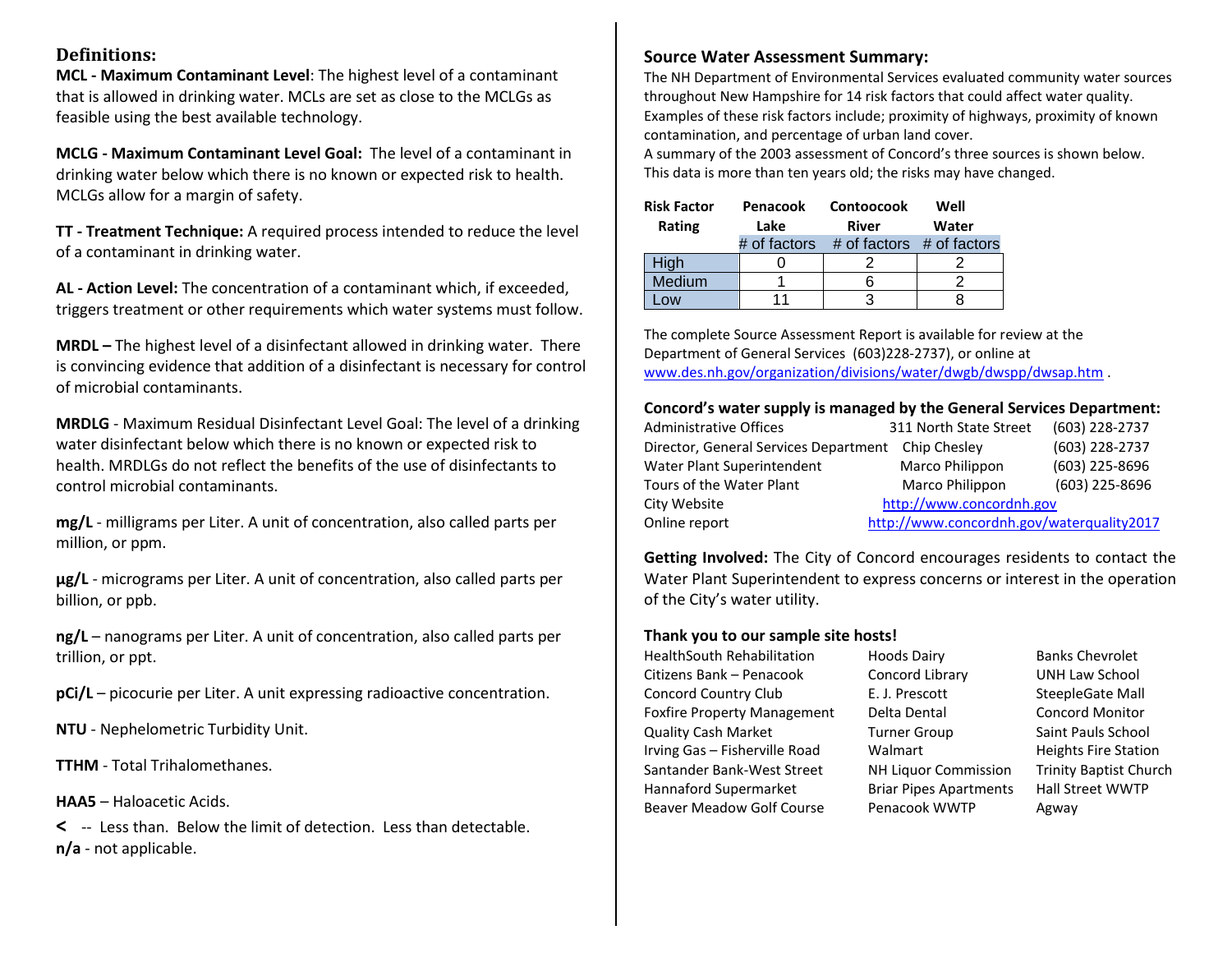## Definitions:

**MCL - Maximum Contaminant Level**: The highest level of a contaminant that is allowed in drinking water. MCLs are set as close to the MCLGs as feasible using the best available technology.

**MCLG - Maximum Contaminant Level Goal:** The level of a contaminant in drinking water below which there is no known or expected risk to health. MCLGs allow for a margin of safety.

**TT - Treatment Technique:** A required process intended to reduce the level of a contaminant in drinking water.

**AL - Action Level:** The concentration of a contaminant which, if exceeded, triggers treatment or other requirements which water systems must follow.

**MRDL –** The highest level of a disinfectant allowed in drinking water. There is convincing evidence that addition of a disinfectant is necessary for control of microbial contaminants.

**MRDLG** - Maximum Residual Disinfectant Level Goal: The level of a drinking water disinfectant below which there is no known or expected risk to health. MRDLGs do not reflect the benefits of the use of disinfectants to control microbial contaminants.

**mg/L** - milligrams per Liter. A unit of concentration, also called parts per million, or ppm.

**µg/L** - micrograms per Liter. A unit of concentration, also called parts per billion, or ppb.

**ng/L** – nanograms per Liter. A unit of concentration, also called parts per trillion, or ppt.

**pCi/L** – picocurie per Liter. A unit expressing radioactive concentration.

**NTU** - Nephelometric Turbidity Unit.

**TTHM** - Total Trihalomethanes.

**HAA5** – Haloacetic Acids.

**<** -- Less than. Below the limit of detection. Less than detectable.
**n/a** - not applicable.

## Source Water Assessment Summary:

The NH Department of Environmental Services evaluated community water sources throughout New Hampshire for 14 risk factors that could affect water quality. Examples of these risk factors include; proximity of highways, proximity of known contamination, and percentage of urban land cover.
A summary of the 2003 assessment of Concord's three sources is shown below. This data is more than ten years old; the risks may have changed.

| Risk Factor Rating | Penacook Lake | Contoocook River | Well Water |
|---|---|---|---|
| | # of factors | # of factors | # of factors |
| High | 0 | 2 | 2 |
| Medium | 1 | 6 | 2 |
| Low | 11 | 3 | 8 |

The complete Source Assessment Report is available for review at the Department of General Services (603)228-2737), or online at www.des.nh.gov/organization/divisions/water/dwgb/dwspp/dwsap.htm .

**Concord's water supply is managed by the General Services Department:**

| | | |
|---|---|---|
| Administrative Offices | 311 North State Street | (603) 228-2737 |
| Director, General Services Department | Chip Chesley | (603) 228-2737 |
| Water Plant Superintendent | Marco Philippon | (603) 225-8696 |
| Tours of the Water Plant | Marco Philippon | (603) 225-8696 |
| City Website | http://www.concordnh.gov | |
| Online report | http://www.concordnh.gov/waterquality2017 | |

**Getting Involved:** The City of Concord encourages residents to contact the Water Plant Superintendent to express concerns or interest in the operation of the City's water utility.

**Thank you to our sample site hosts!**

| | | |
|---|---|---|
| HealthSouth Rehabilitation | Hoods Dairy | Banks Chevrolet |
| Citizens Bank – Penacook | Concord Library | UNH Law School |
| Concord Country Club | E. J. Prescott | SteepleGate Mall |
| Foxfire Property Management | Delta Dental | Concord Monitor |
| Quality Cash Market | Turner Group | Saint Pauls School |
| Irving Gas – Fisherville Road | Walmart | Heights Fire Station |
| Santander Bank-West Street | NH Liquor Commission | Trinity Baptist Church |
| Hannaford Supermarket | Briar Pipes Apartments | Hall Street WWTP |
| Beaver Meadow Golf Course | Penacook WWTP | Agway |